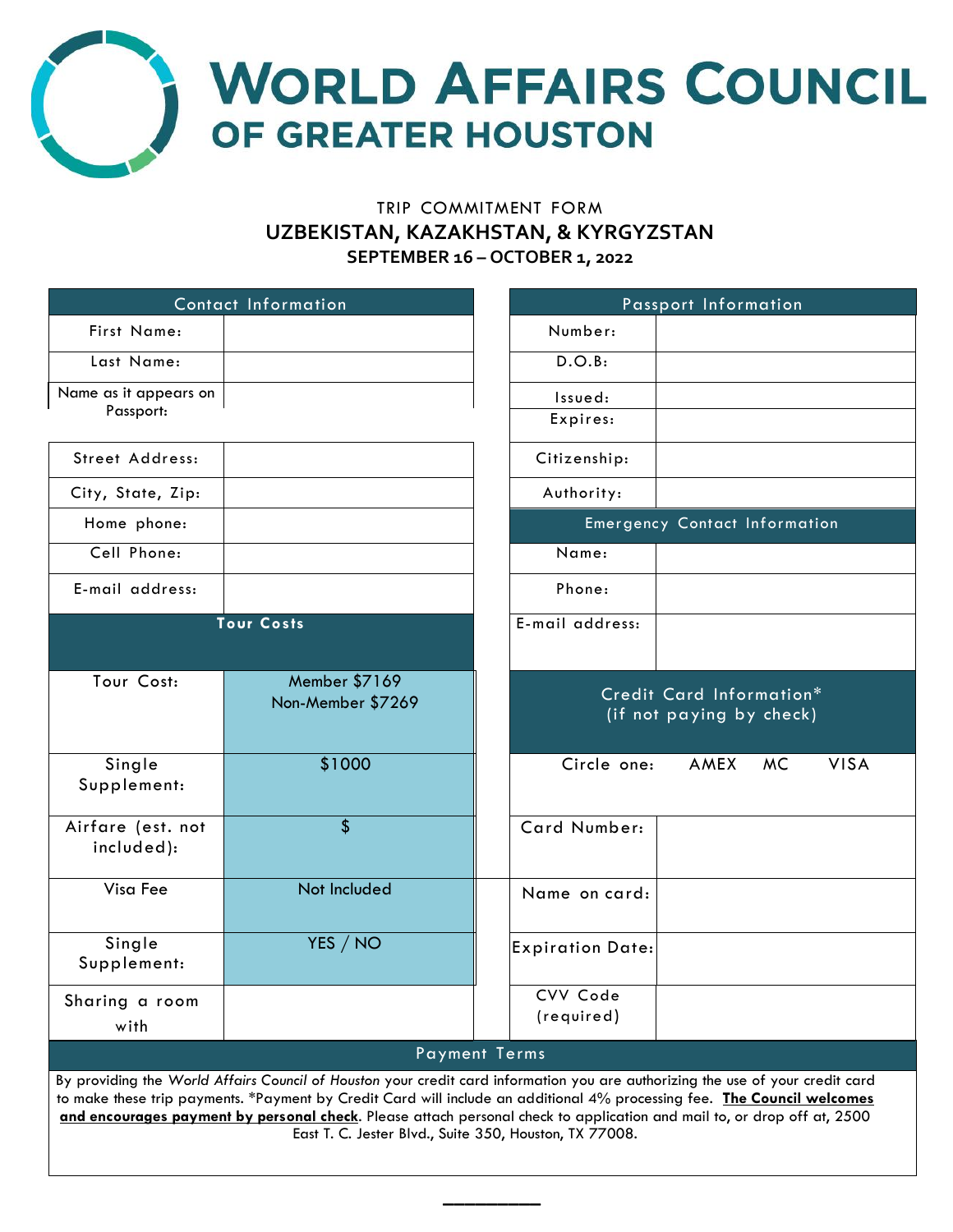# WORLD AFFAIRS COUNCIL OF GREATER HOUSTON

TRIP COMMITMENT FORM

**UZBEKISTAN, KAZAKHSTAN, & KYRGYZSTAN**

**SEPTEMBER 16 – OCTOBER 1, 2022**

| Contact Information | |
|---|---|
| First Name: | |
| Last Name: | |
| Name as it appears on Passport: | |
| Street Address: | |
| City, State, Zip: | |
| Home phone: | |
| Cell Phone: | |
| E-mail address: | |

| Passport Information | |
|---|---|
| Number: | |
| D.O.B: | |
| Issued: | |
| Expires: | |
| Citizenship: | |
| Authority: | |

| Emergency Contact Information | |
|---|---|
| Name: | |
| Phone: | |
| E-mail address: | |

| **Tour Costs** | |
|---|---|
| Tour Cost: | Member $7169<br>Non-Member $7269 |
| Single Supplement: | $1000 |
| Airfare (est. not included): | $ |
| Visa Fee | Not Included |
| Single Supplement: | YES / NO |
| Sharing a room with | |

| Credit Card Information* (if not paying by check) | |
|---|---|
| Circle one: | AMEX MC VISA |
| Card Number: | |
| Name on card: | |
| Expiration Date: | |
| CVV Code (required) | |

## Payment Terms

By providing the *World Affairs Council of Houston* your credit card information you are authorizing the use of your credit card to make these trip payments. *Payment by Credit Card will include an additional 4% processing fee. **The Council welcomes and encourages payment by personal check**. Please attach personal check to application and mail to, or drop off at, 2500 East T. C. Jester Blvd., Suite 350, Houston, TX 77008.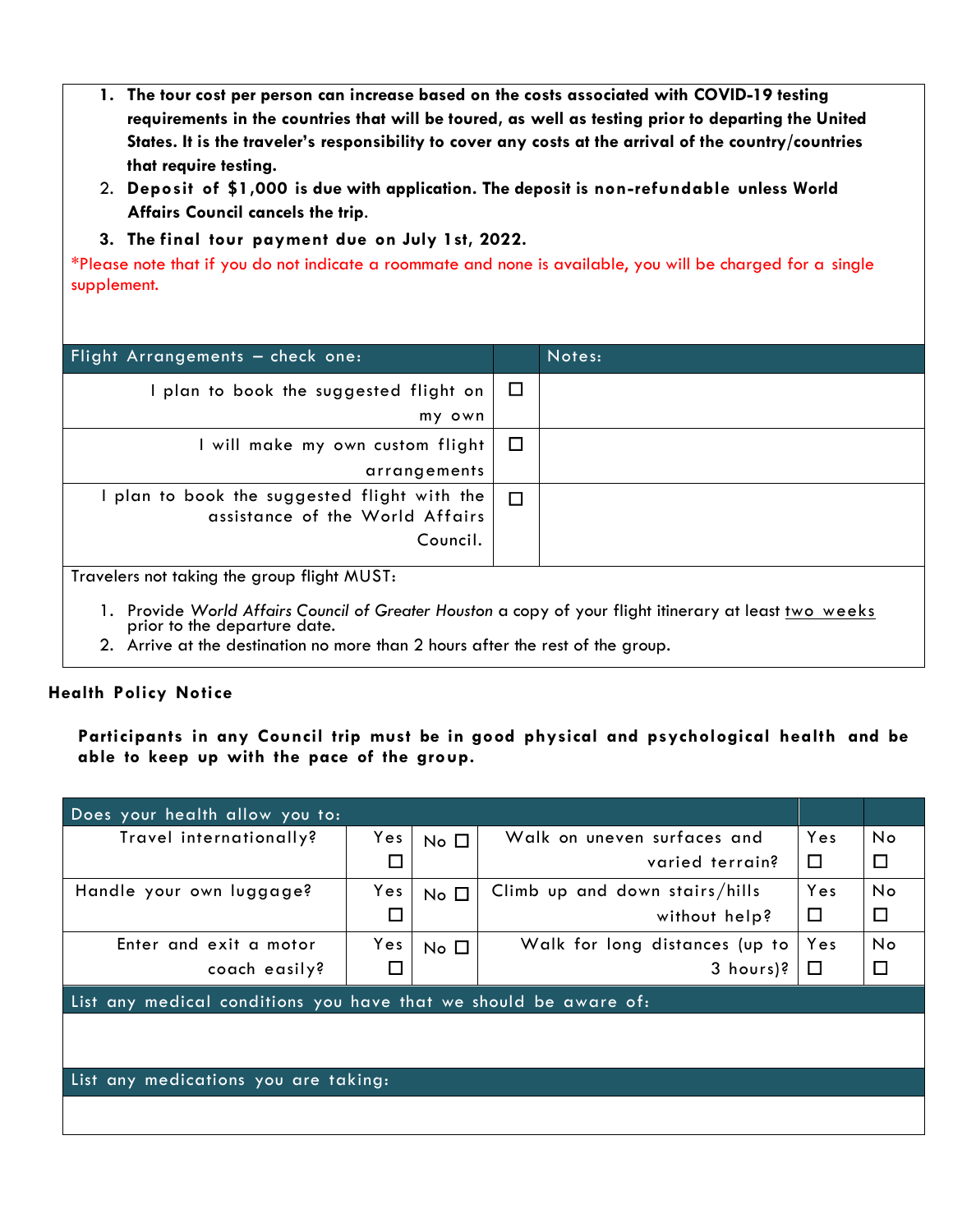1. **The tour cost per person can increase based on the costs associated with COVID-19 testing requirements in the countries that will be toured, as well as testing prior to departing the United States. It is the traveler's responsibility to cover any costs at the arrival of the country/countries that require testing.**
2. **Deposit of $1,000 is due with application. The deposit is non-refundable unless World Affairs Council cancels the trip.**
3. **The final tour payment due on July 1st, 2022.**

*Please note that if you do not indicate a roommate and none is available, you will be charged for a single supplement.

| Flight Arrangements – check one: | | Notes: |
|---|---|---|
| I plan to book the suggested flight on my own | ☐ | |
| I will make my own custom flight arrangements | ☐ | |
| I plan to book the suggested flight with the assistance of the World Affairs Council. | ☐ | |

Travelers not taking the group flight MUST:

1. Provide *World Affairs Council of Greater Houston* a copy of your flight itinerary at least <u>two weeks</u> prior to the departure date.
2. Arrive at the destination no more than 2 hours after the rest of the group.

**Health Policy Notice**

**Participants in any Council trip must be in good physical and psychological health and be able to keep up with the pace of the group.**

| Does your health allow you to: | | | | | |
|---|---|---|---|---|---|
| Travel internationally? | Yes ☐ | No ☐ | Walk on uneven surfaces and varied terrain? | Yes ☐ | No ☐ |
| Handle your own luggage? | Yes ☐ | No ☐ | Climb up and down stairs/hills without help? | Yes ☐ | No ☐ |
| Enter and exit a motor coach easily? | Yes ☐ | No ☐ | Walk for long distances (up to 3 hours)? | Yes ☐ | No ☐ |

| List any medical conditions you have that we should be aware of: |
|---|
| |

| List any medications you are taking: |
|---|
| |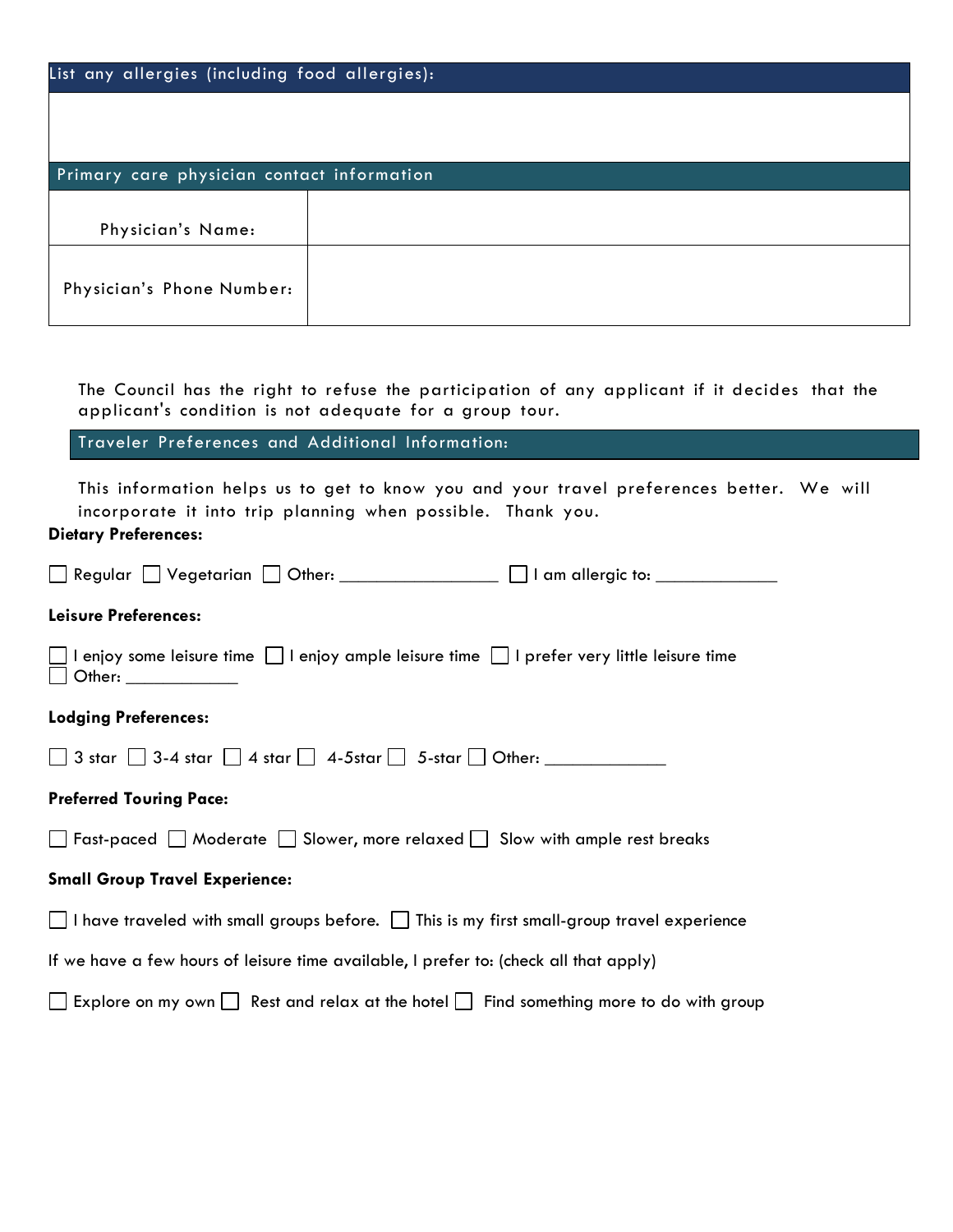| List any allergies (including food allergies): |
| --- |
| |

| Primary care physician contact information | |
| --- | --- |
| Physician's Name: | |
| Physician's Phone Number: | |

The Council has the right to refuse the participation of any applicant if it decides that the applicant's condition is not adequate for a group tour.

## Traveler Preferences and Additional Information:

This information helps us to get to know you and your travel preferences better. We will incorporate it into trip planning when possible. Thank you.

**Dietary Preferences:**

☐ Regular ☐ Vegetarian ☐ Other: ________________ ☐ I am allergic to: ____________

**Leisure Preferences:**

☐ I enjoy some leisure time ☐ I enjoy ample leisure time ☐ I prefer very little leisure time
☐ Other: ____________

**Lodging Preferences:**

☐ 3 star ☐ 3-4 star ☐ 4 star ☐ 4-5star ☐ 5-star ☐ Other: ____________

**Preferred Touring Pace:**

☐ Fast-paced ☐ Moderate ☐ Slower, more relaxed ☐ Slow with ample rest breaks

**Small Group Travel Experience:**

☐ I have traveled with small groups before. ☐ This is my first small-group travel experience

If we have a few hours of leisure time available, I prefer to: (check all that apply)

☐ Explore on my own ☐ Rest and relax at the hotel ☐ Find something more to do with group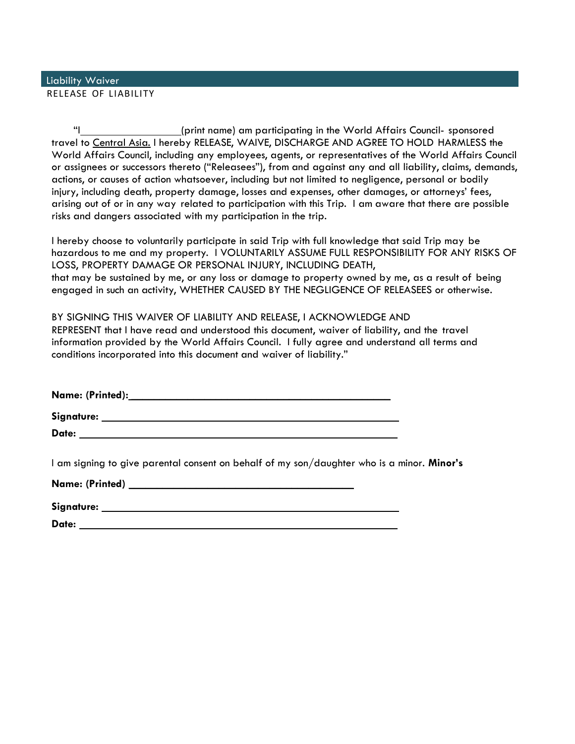## Liability Waiver

RELEASE OF LIABILITY

"I\_\_\_\_\_\_\_\_\_\_\_\_\_\_\_\_\_\_(print name) am participating in the World Affairs Council- sponsored travel to Central Asia. I hereby RELEASE, WAIVE, DISCHARGE AND AGREE TO HOLD HARMLESS the World Affairs Council, including any employees, agents, or representatives of the World Affairs Council or assignees or successors thereto ("Releasees"), from and against any and all liability, claims, demands, actions, or causes of action whatsoever, including but not limited to negligence, personal or bodily injury, including death, property damage, losses and expenses, other damages, or attorneys' fees, arising out of or in any way related to participation with this Trip. I am aware that there are possible risks and dangers associated with my participation in the trip.

I hereby choose to voluntarily participate in said Trip with full knowledge that said Trip may be hazardous to me and my property. I VOLUNTARILY ASSUME FULL RESPONSIBILITY FOR ANY RISKS OF LOSS, PROPERTY DAMAGE OR PERSONAL INJURY, INCLUDING DEATH, that may be sustained by me, or any loss or damage to property owned by me, as a result of being engaged in such an activity, WHETHER CAUSED BY THE NEGLIGENCE OF RELEASEES or otherwise.

BY SIGNING THIS WAIVER OF LIABILITY AND RELEASE, I ACKNOWLEDGE AND REPRESENT that I have read and understood this document, waiver of liability, and the travel information provided by the World Affairs Council. I fully agree and understand all terms and conditions incorporated into this document and waiver of liability."

**Name: (Printed):**\_\_\_\_\_\_\_\_\_\_\_\_\_\_\_\_\_\_\_\_\_\_\_\_\_\_\_\_\_\_\_\_\_\_\_\_\_\_\_\_

**Signature:** \_\_\_\_\_\_\_\_\_\_\_\_\_\_\_\_\_\_\_\_\_\_\_\_\_\_\_\_\_\_\_\_\_\_\_\_\_\_\_\_\_\_\_\_

**Date:** \_\_\_\_\_\_\_\_\_\_\_\_\_\_\_\_\_\_\_\_\_\_\_\_\_\_\_\_\_\_\_\_\_\_\_\_\_\_\_\_\_\_\_\_\_\_

I am signing to give parental consent on behalf of my son/daughter who is a minor. **Minor's**

**Name: (Printed)** \_\_\_\_\_\_\_\_\_\_\_\_\_\_\_\_\_\_\_\_\_\_\_\_\_\_\_\_\_\_\_\_\_\_\_\_

**Signature:** \_\_\_\_\_\_\_\_\_\_\_\_\_\_\_\_\_\_\_\_\_\_\_\_\_\_\_\_\_\_\_\_\_\_\_\_\_\_\_\_\_\_\_\_

**Date:** \_\_\_\_\_\_\_\_\_\_\_\_\_\_\_\_\_\_\_\_\_\_\_\_\_\_\_\_\_\_\_\_\_\_\_\_\_\_\_\_\_\_\_\_\_\_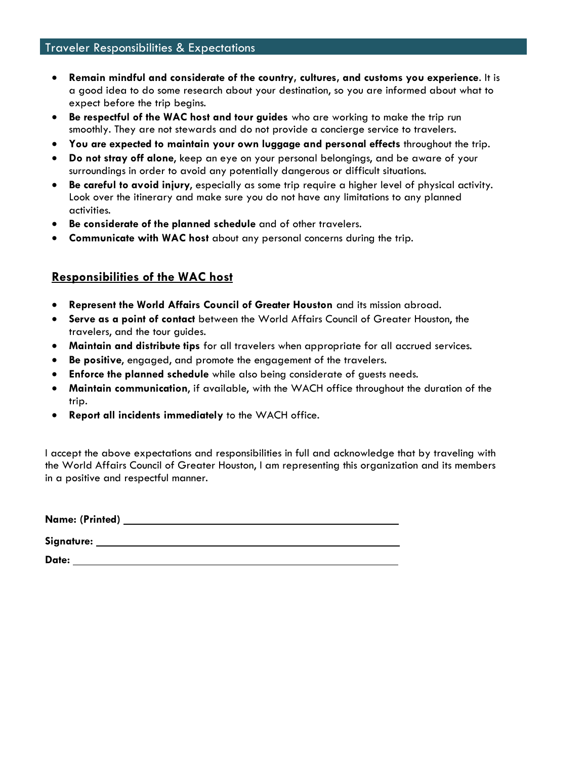## Traveler Responsibilities & Expectations

- **Remain mindful and considerate of the country, cultures, and customs you experience**. It is a good idea to do some research about your destination, so you are informed about what to expect before the trip begins.
- **Be respectful of the WAC host and tour guides** who are working to make the trip run smoothly. They are not stewards and do not provide a concierge service to travelers.
- **You are expected to maintain your own luggage and personal effects** throughout the trip.
- **Do not stray off alone**, keep an eye on your personal belongings, and be aware of your surroundings in order to avoid any potentially dangerous or difficult situations.
- **Be careful to avoid injury**, especially as some trip require a higher level of physical activity. Look over the itinerary and make sure you do not have any limitations to any planned activities.
- **Be considerate of the planned schedule** and of other travelers.
- **Communicate with WAC host** about any personal concerns during the trip.

### Responsibilities of the WAC host

- **Represent the World Affairs Council of Greater Houston** and its mission abroad.
- **Serve as a point of contact** between the World Affairs Council of Greater Houston, the travelers, and the tour guides.
- **Maintain and distribute tips** for all travelers when appropriate for all accrued services.
- **Be positive**, engaged, and promote the engagement of the travelers.
- **Enforce the planned schedule** while also being considerate of guests needs.
- **Maintain communication**, if available, with the WACH office throughout the duration of the trip.
- **Report all incidents immediately** to the WACH office.

I accept the above expectations and responsibilities in full and acknowledge that by traveling with the World Affairs Council of Greater Houston, I am representing this organization and its members in a positive and respectful manner.

**Name: (Printed)** ______________________________________________

**Signature:** ______________________________________________

**Date:** ______________________________________________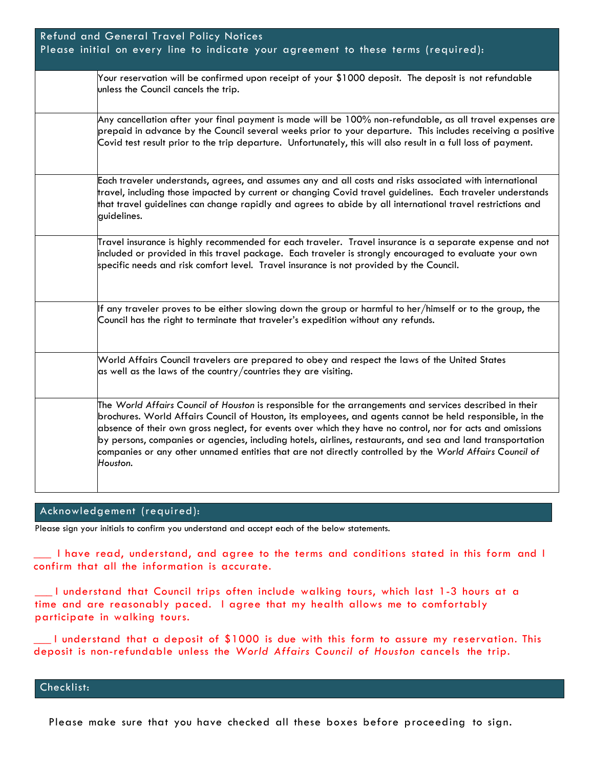## Refund and General Travel Policy Notices

Please initial on every line to indicate your agreement to these terms (required):

| Initials | Terms |
|---|---|
| | Your reservation will be confirmed upon receipt of your $1000 deposit. The deposit is not refundable unless the Council cancels the trip. |
| | Any cancellation after your final payment is made will be 100% non-refundable, as all travel expenses are prepaid in advance by the Council several weeks prior to your departure. This includes receiving a positive Covid test result prior to the trip departure. Unfortunately, this will also result in a full loss of payment. |
| | Each traveler understands, agrees, and assumes any and all costs and risks associated with international travel, including those impacted by current or changing Covid travel guidelines. Each traveler understands that travel guidelines can change rapidly and agrees to abide by all international travel restrictions and guidelines. |
| | Travel insurance is highly recommended for each traveler. Travel insurance is a separate expense and not included or provided in this travel package. Each traveler is strongly encouraged to evaluate your own specific needs and risk comfort level. Travel insurance is not provided by the Council. |
| | If any traveler proves to be either slowing down the group or harmful to her/himself or to the group, the Council has the right to terminate that traveler's expedition without any refunds. |
| | World Affairs Council travelers are prepared to obey and respect the laws of the United States as well as the laws of the country/countries they are visiting. |
| | The *World Affairs Council of Houston* is responsible for the arrangements and services described in their brochures. World Affairs Council of Houston, its employees, and agents cannot be held responsible, in the absence of their own gross neglect, for events over which they have no control, nor for acts and omissions by persons, companies or agencies, including hotels, airlines, restaurants, and sea and land transportation companies or any other unnamed entities that are not directly controlled by the *World Affairs Council of Houston.* |

## Acknowledgement (required):

Please sign your initials to confirm you understand and accept each of the below statements.

___ I have read, understand, and agree to the terms and conditions stated in this form and I confirm that all the information is accurate.

___ I understand that Council trips often include walking tours, which last 1-3 hours at a time and are reasonably paced. I agree that my health allows me to comfortably participate in walking tours.

___ I understand that a deposit of $1000 is due with this form to assure my reservation. This deposit is non-refundable unless the *World Affairs Council of Houston* cancels the trip.

## Checklist:

Please make sure that you have checked all these boxes before proceeding to sign.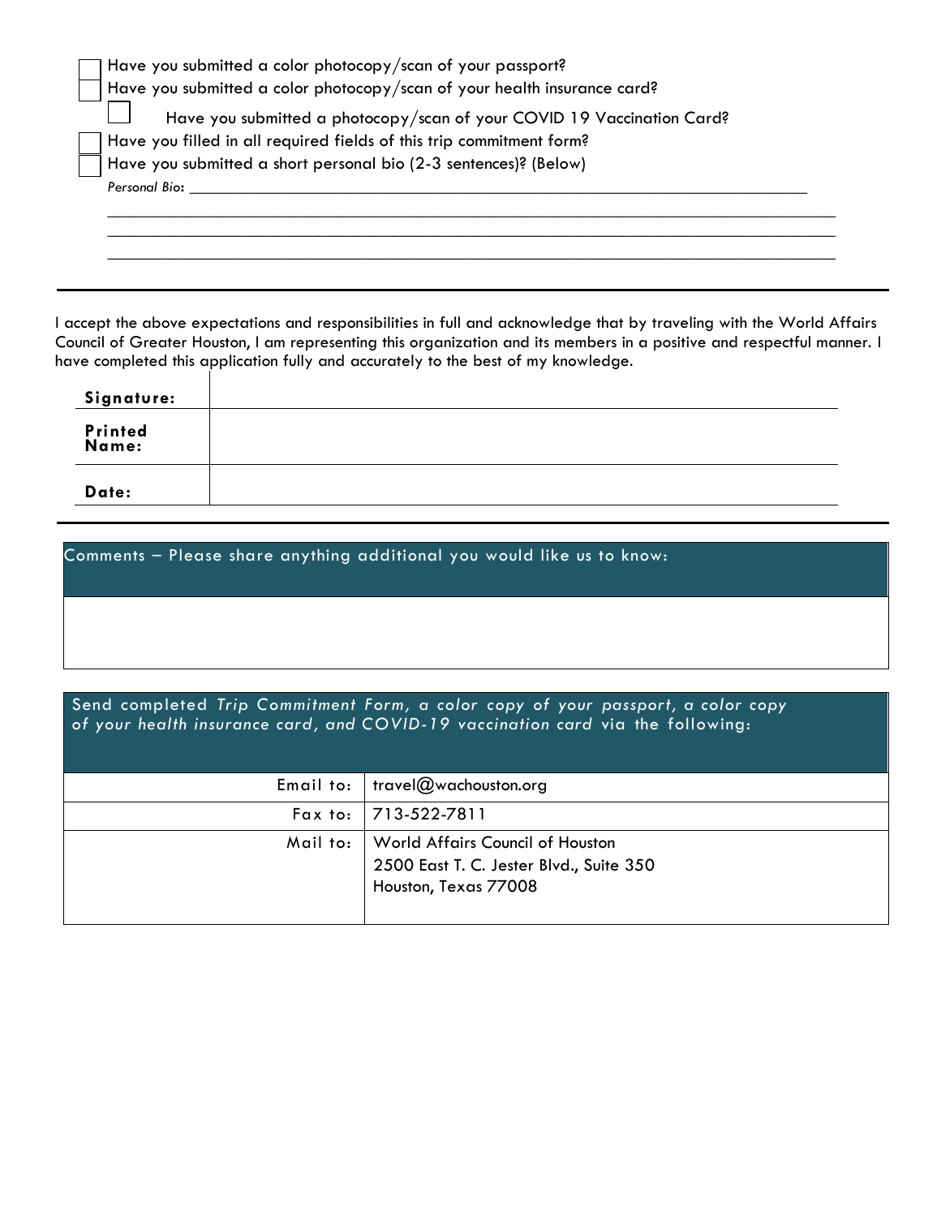- [ ] Have you submitted a color photocopy/scan of your passport?
- [ ] Have you submitted a color photocopy/scan of your health insurance card?
- [ ] Have you submitted a photocopy/scan of your COVID 19 Vaccination Card?
- [ ] Have you filled in all required fields of this trip commitment form?
- [ ] Have you submitted a short personal bio (2-3 sentences)? (Below)

*Personal Bio*: ______________________________________________________________________________

_______________________________________________________________________________________

_______________________________________________________________________________________

_______________________________________________________________________________________

---

I accept the above expectations and responsibilities in full and acknowledge that by traveling with the World Affairs Council of Greater Houston, I am representing this organization and its members in a positive and respectful manner. I have completed this application fully and accurately to the best of my knowledge.

| | |
|---|---|
| **Signature:** | |
| **Printed Name:** | |
| **Date:** | |

---

| Comments – Please share anything additional you would like us to know: |
|---|
| |

| Send completed *Trip Commitment Form*, *a color copy of your passport*, *a color copy of your health insurance card*, *and COVID-19 vaccination card* via the following: | |
|---|---|
| Email to: | travel@wachouston.org |
| Fax to: | 713-522-7811 |
| Mail to: | World Affairs Council of Houston<br>2500 East T. C. Jester Blvd., Suite 350<br>Houston, Texas 77008 |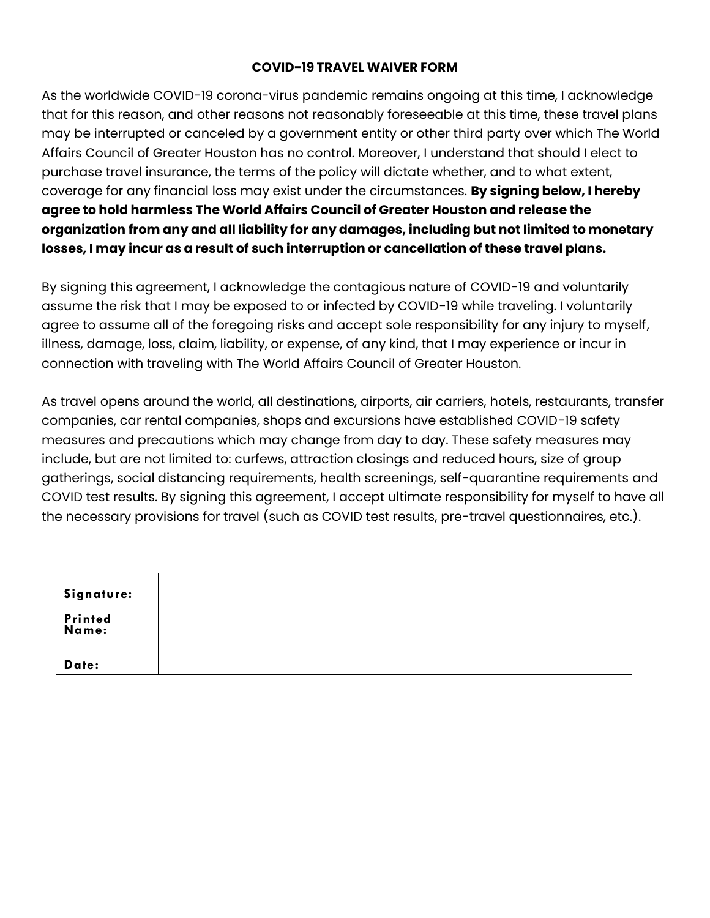## **COVID-19 TRAVEL WAIVER FORM**

As the worldwide COVID-19 corona-virus pandemic remains ongoing at this time, I acknowledge that for this reason, and other reasons not reasonably foreseeable at this time, these travel plans may be interrupted or canceled by a government entity or other third party over which The World Affairs Council of Greater Houston has no control. Moreover, I understand that should I elect to purchase travel insurance, the terms of the policy will dictate whether, and to what extent, coverage for any financial loss may exist under the circumstances. **By signing below, I hereby agree to hold harmless The World Affairs Council of Greater Houston and release the organization from any and all liability for any damages, including but not limited to monetary losses, I may incur as a result of such interruption or cancellation of these travel plans.**

By signing this agreement, I acknowledge the contagious nature of COVID-19 and voluntarily assume the risk that I may be exposed to or infected by COVID-19 while traveling. I voluntarily agree to assume all of the foregoing risks and accept sole responsibility for any injury to myself, illness, damage, loss, claim, liability, or expense, of any kind, that I may experience or incur in connection with traveling with The World Affairs Council of Greater Houston.

As travel opens around the world, all destinations, airports, air carriers, hotels, restaurants, transfer companies, car rental companies, shops and excursions have established COVID-19 safety measures and precautions which may change from day to day. These safety measures may include, but are not limited to: curfews, attraction closings and reduced hours, size of group gatherings, social distancing requirements, health screenings, self-quarantine requirements and COVID test results. By signing this agreement, I accept ultimate responsibility for myself to have all the necessary provisions for travel (such as COVID test results, pre-travel questionnaires, etc.).

| | |
|---|---|
| **Signature:** | |
| **Printed Name:** | |
| **Date:** | |